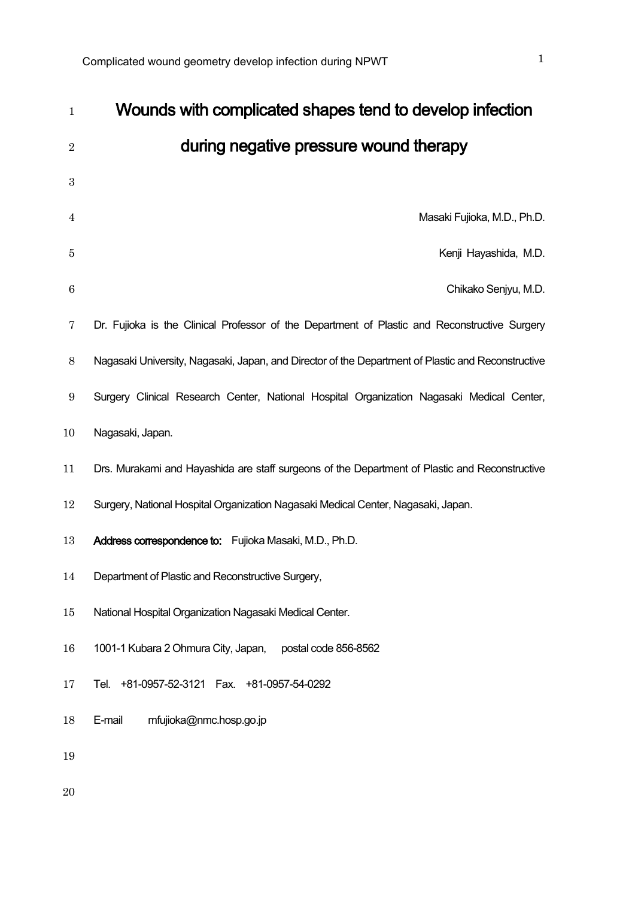# Wounds with complicated shapes tend to develop infection during negative pressure wound therapy

Masaki Fujioka, M.D., Ph.D.

Kenji Hayashida, M.D.

Chikako Senjyu, M.D.

Dr. Fujioka is the Clinical Professor of the Department of Plastic and Reconstructive Surgery Nagasaki University, Nagasaki, Japan, and Director of the Department of Plastic and Reconstructive Surgery Clinical Research Center, National Hospital Organization Nagasaki Medical Center, Nagasaki, Japan.

Drs. Murakami and Hayashida are staff surgeons of the Department of Plastic and Reconstructive Surgery, National Hospital Organization Nagasaki Medical Center, Nagasaki, Japan.

**Address correspondence to:** Fujioka Masaki, M.D., Ph.D.

Department of Plastic and Reconstructive Surgery,

National Hospital Organization Nagasaki Medical Center.

1001-1 Kubara 2 Ohmura City, Japan, postal code 856-8562

Tel. +81-0957-52-3121 Fax. +81-0957-54-0292

E-mail mfujioka@nmc.hosp.go.jp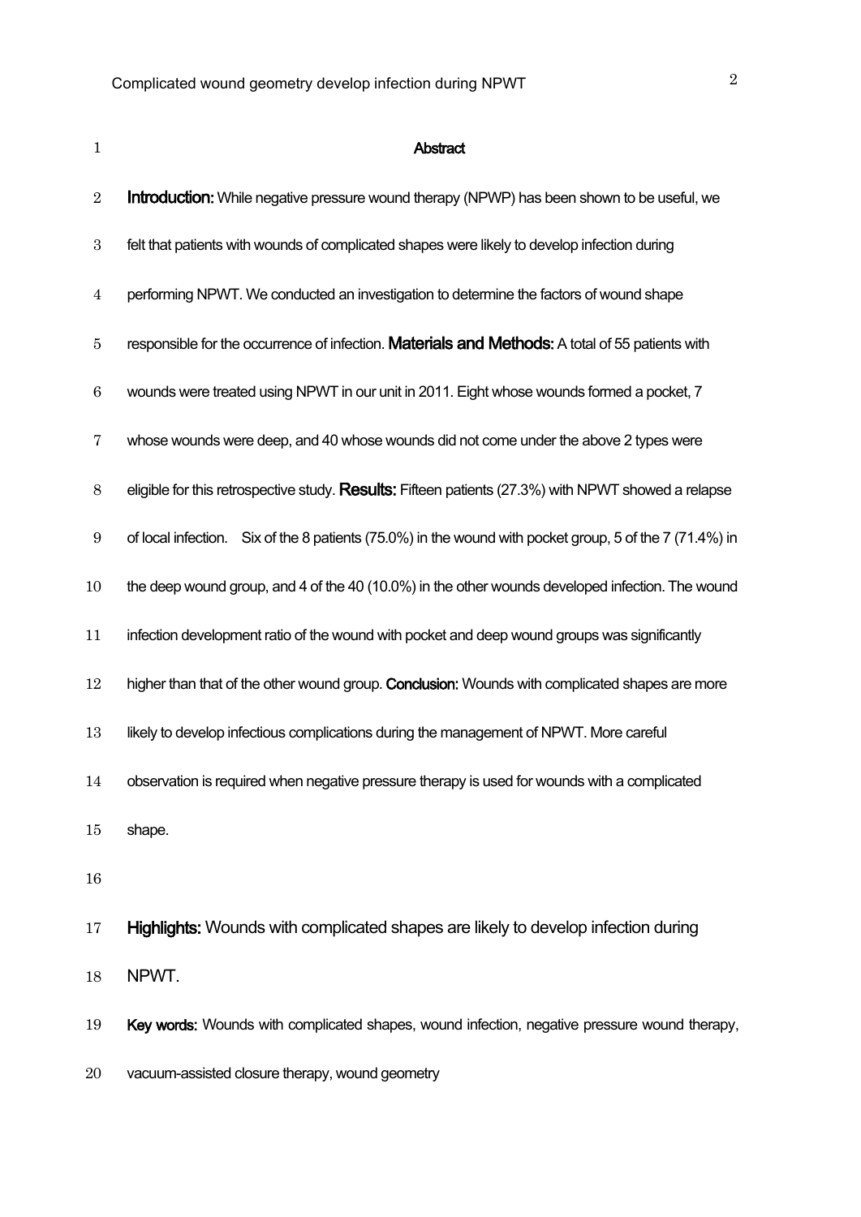## Abstract

**Introduction:** While negative pressure wound therapy (NPWP) has been shown to be useful, we felt that patients with wounds of complicated shapes were likely to develop infection during performing NPWT. We conducted an investigation to determine the factors of wound shape responsible for the occurrence of infection. **Materials and Methods:** A total of 55 patients with wounds were treated using NPWT in our unit in 2011. Eight whose wounds formed a pocket, 7 whose wounds were deep, and 40 whose wounds did not come under the above 2 types were eligible for this retrospective study. **Results:** Fifteen patients (27.3%) with NPWT showed a relapse of local infection. Six of the 8 patients (75.0%) in the wound with pocket group, 5 of the 7 (71.4%) in the deep wound group, and 4 of the 40 (10.0%) in the other wounds developed infection. The wound infection development ratio of the wound with pocket and deep wound groups was significantly higher than that of the other wound group. **Conclusion:** Wounds with complicated shapes are more likely to develop infectious complications during the management of NPWT. More careful observation is required when negative pressure therapy is used for wounds with a complicated shape.

**Highlights:** Wounds with complicated shapes are likely to develop infection during NPWT.

**Key words:** Wounds with complicated shapes, wound infection, negative pressure wound therapy, vacuum-assisted closure therapy, wound geometry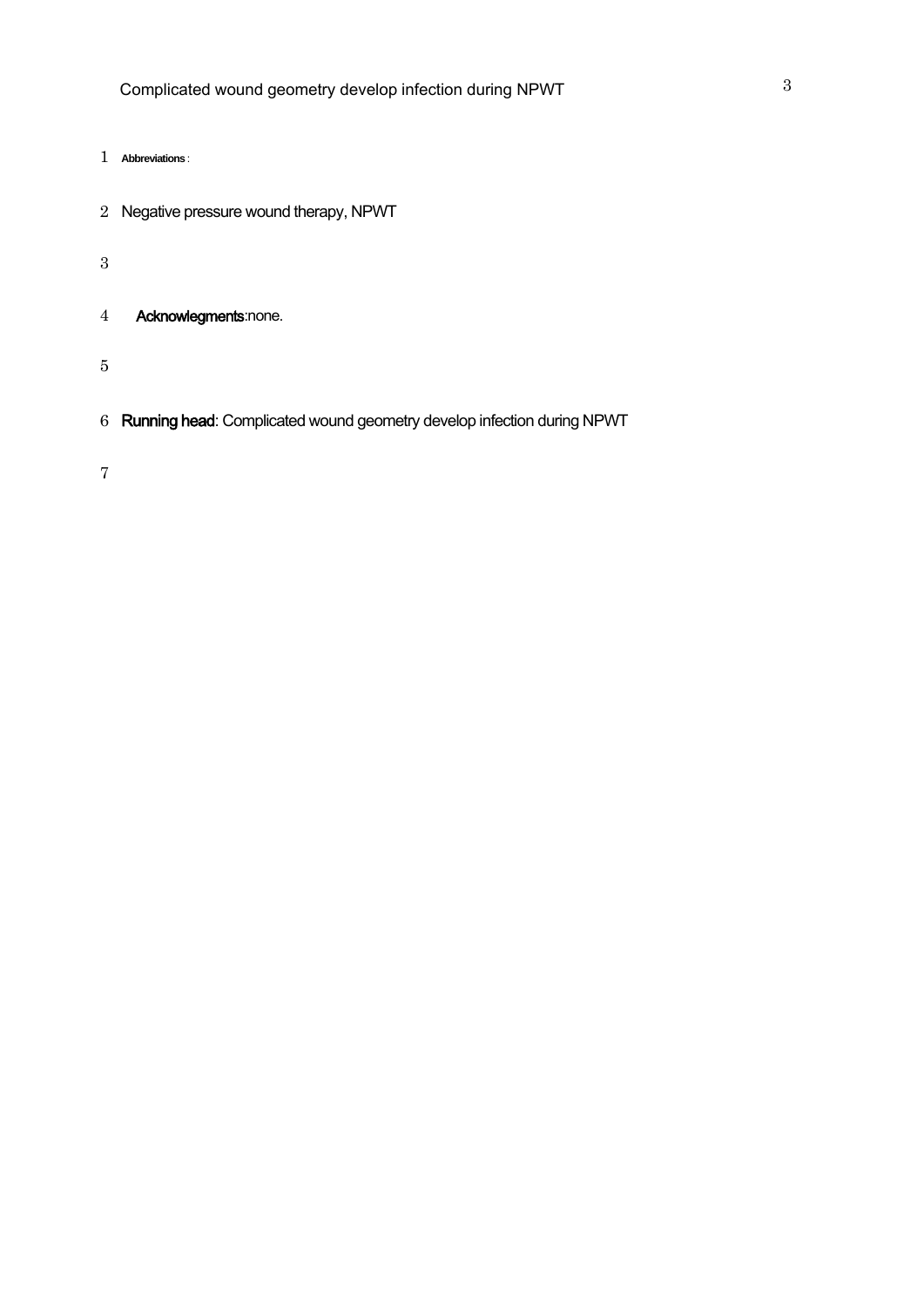**Abbreviations**:

Negative pressure wound therapy, NPWT

**Acknowlegments**:none.

**Running head**: Complicated wound geometry develop infection during NPWT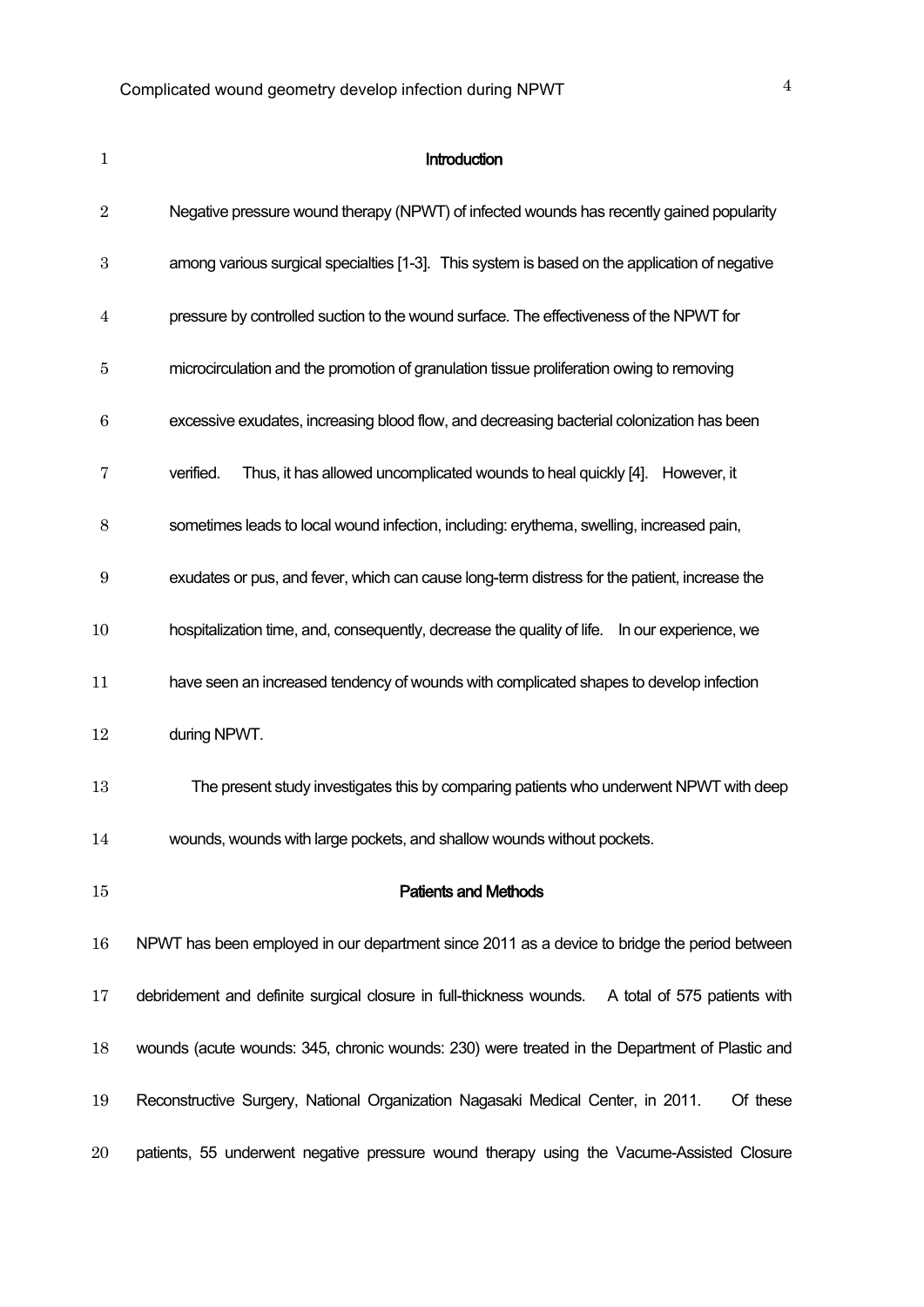## Introduction

Negative pressure wound therapy (NPWT) of infected wounds has recently gained popularity among various surgical specialties [1-3]. This system is based on the application of negative pressure by controlled suction to the wound surface. The effectiveness of the NPWT for microcirculation and the promotion of granulation tissue proliferation owing to removing excessive exudates, increasing blood flow, and decreasing bacterial colonization has been verified. Thus, it has allowed uncomplicated wounds to heal quickly [4]. However, it sometimes leads to local wound infection, including: erythema, swelling, increased pain, exudates or pus, and fever, which can cause long-term distress for the patient, increase the hospitalization time, and, consequently, decrease the quality of life. In our experience, we have seen an increased tendency of wounds with complicated shapes to develop infection during NPWT.

The present study investigates this by comparing patients who underwent NPWT with deep wounds, wounds with large pockets, and shallow wounds without pockets.

## Patients and Methods

NPWT has been employed in our department since 2011 as a device to bridge the period between debridement and definite surgical closure in full-thickness wounds. A total of 575 patients with wounds (acute wounds: 345, chronic wounds: 230) were treated in the Department of Plastic and Reconstructive Surgery, National Organization Nagasaki Medical Center, in 2011. Of these patients, 55 underwent negative pressure wound therapy using the Vacume-Assisted Closure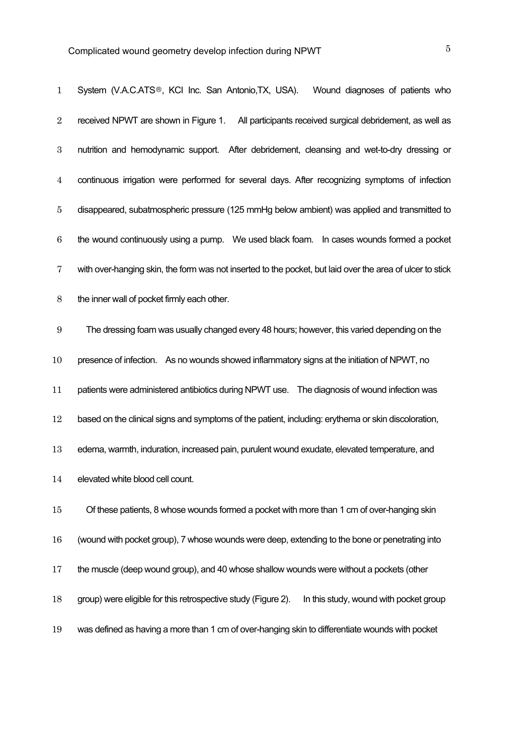System (V.A.C.ATS®, KCI Inc. San Antonio,TX, USA). Wound diagnoses of patients who received NPWT are shown in Figure 1. All participants received surgical debridement, as well as nutrition and hemodynamic support. After debridement, cleansing and wet-to-dry dressing or continuous irrigation were performed for several days. After recognizing symptoms of infection disappeared, subatmospheric pressure (125 mmHg below ambient) was applied and transmitted to the wound continuously using a pump. We used black foam. In cases wounds formed a pocket with over-hanging skin, the form was not inserted to the pocket, but laid over the area of ulcer to stick the inner wall of pocket firmly each other.

The dressing foam was usually changed every 48 hours; however, this varied depending on the presence of infection. As no wounds showed inflammatory signs at the initiation of NPWT, no patients were administered antibiotics during NPWT use. The diagnosis of wound infection was based on the clinical signs and symptoms of the patient, including: erythema or skin discoloration, edema, warmth, induration, increased pain, purulent wound exudate, elevated temperature, and elevated white blood cell count.

Of these patients, 8 whose wounds formed a pocket with more than 1 cm of over-hanging skin (wound with pocket group), 7 whose wounds were deep, extending to the bone or penetrating into the muscle (deep wound group), and 40 whose shallow wounds were without a pockets (other group) were eligible for this retrospective study (Figure 2). In this study, wound with pocket group was defined as having a more than 1 cm of over-hanging skin to differentiate wounds with pocket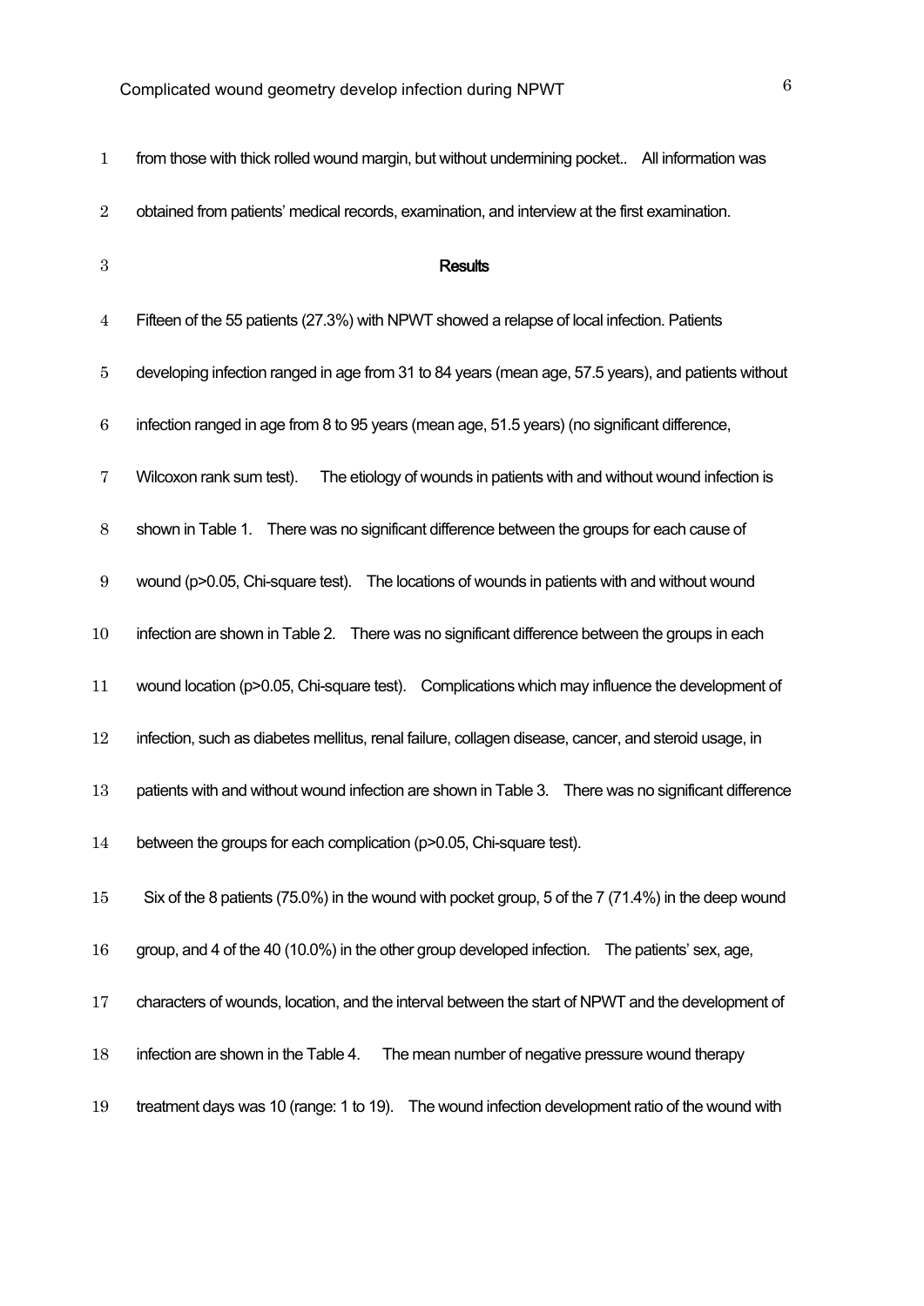from those with thick rolled wound margin, but without undermining pocket.. All information was obtained from patients' medical records, examination, and interview at the first examination.

## Results

Fifteen of the 55 patients (27.3%) with NPWT showed a relapse of local infection. Patients developing infection ranged in age from 31 to 84 years (mean age, 57.5 years), and patients without infection ranged in age from 8 to 95 years (mean age, 51.5 years) (no significant difference, Wilcoxon rank sum test). The etiology of wounds in patients with and without wound infection is shown in Table 1. There was no significant difference between the groups for each cause of wound ($p>0.05$, Chi-square test). The locations of wounds in patients with and without wound infection are shown in Table 2. There was no significant difference between the groups in each wound location ($p>0.05$, Chi-square test). Complications which may influence the development of infection, such as diabetes mellitus, renal failure, collagen disease, cancer, and steroid usage, in patients with and without wound infection are shown in Table 3. There was no significant difference between the groups for each complication ($p>0.05$, Chi-square test).

Six of the 8 patients (75.0%) in the wound with pocket group, 5 of the 7 (71.4%) in the deep wound group, and 4 of the 40 (10.0%) in the other group developed infection. The patients' sex, age, characters of wounds, location, and the interval between the start of NPWT and the development of infection are shown in the Table 4. The mean number of negative pressure wound therapy treatment days was 10 (range: 1 to 19). The wound infection development ratio of the wound with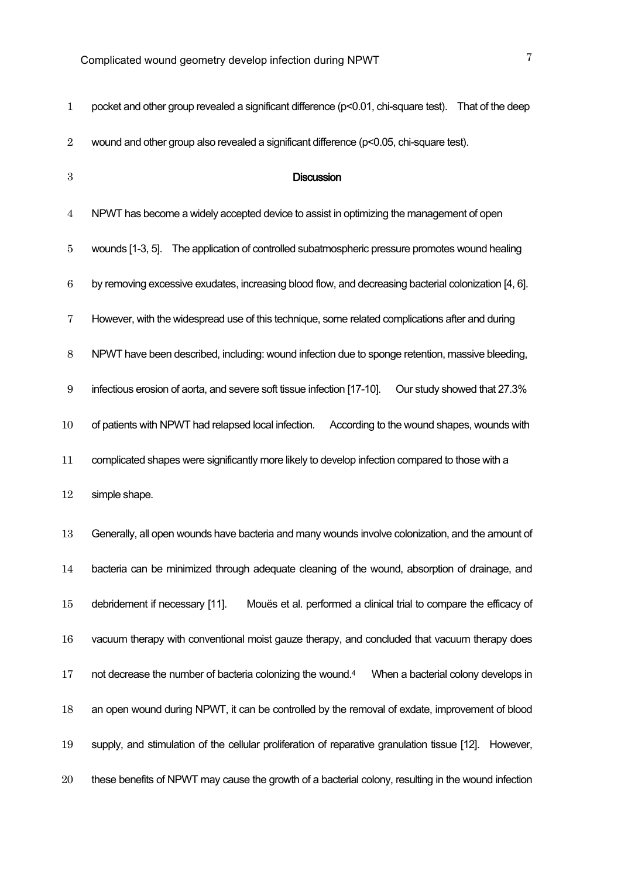pocket and other group revealed a significant difference ($p<0.01$, chi-square test). That of the deep wound and other group also revealed a significant difference ($p<0.05$, chi-square test).

## Discussion

NPWT has become a widely accepted device to assist in optimizing the management of open wounds [1-3, 5]. The application of controlled subatmospheric pressure promotes wound healing by removing excessive exudates, increasing blood flow, and decreasing bacterial colonization [4, 6]. However, with the widespread use of this technique, some related complications after and during NPWT have been described, including: wound infection due to sponge retention, massive bleeding, infectious erosion of aorta, and severe soft tissue infection [17-10]. Our study showed that 27.3% of patients with NPWT had relapsed local infection. According to the wound shapes, wounds with complicated shapes were significantly more likely to develop infection compared to those with a simple shape.

Generally, all open wounds have bacteria and many wounds involve colonization, and the amount of bacteria can be minimized through adequate cleaning of the wound, absorption of drainage, and debridement if necessary [11]. Mouës et al. performed a clinical trial to compare the efficacy of vacuum therapy with conventional moist gauze therapy, and concluded that vacuum therapy does not decrease the number of bacteria colonizing the wound.[4] When a bacterial colony develops in an open wound during NPWT, it can be controlled by the removal of exdate, improvement of blood supply, and stimulation of the cellular proliferation of reparative granulation tissue [12]. However, these benefits of NPWT may cause the growth of a bacterial colony, resulting in the wound infection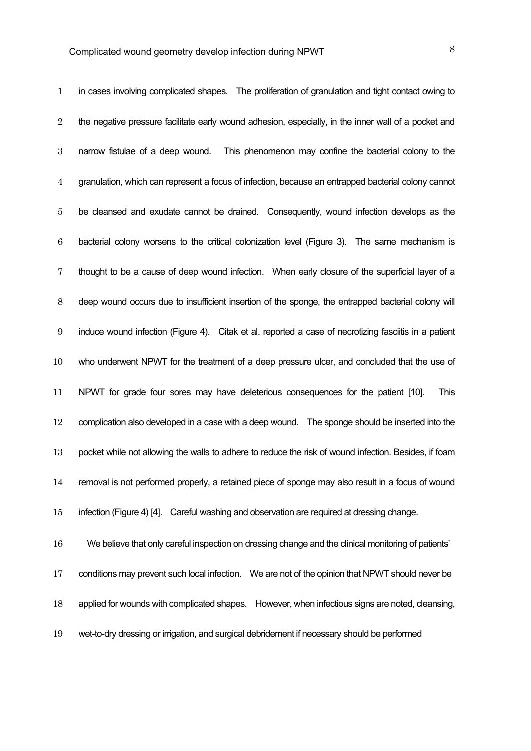in cases involving complicated shapes. The proliferation of granulation and tight contact owing to the negative pressure facilitate early wound adhesion, especially, in the inner wall of a pocket and narrow fistulae of a deep wound. This phenomenon may confine the bacterial colony to the granulation, which can represent a focus of infection, because an entrapped bacterial colony cannot be cleansed and exudate cannot be drained. Consequently, wound infection develops as the bacterial colony worsens to the critical colonization level (Figure 3). The same mechanism is thought to be a cause of deep wound infection. When early closure of the superficial layer of a deep wound occurs due to insufficient insertion of the sponge, the entrapped bacterial colony will induce wound infection (Figure 4). Citak et al. reported a case of necrotizing fasciitis in a patient who underwent NPWT for the treatment of a deep pressure ulcer, and concluded that the use of NPWT for grade four sores may have deleterious consequences for the patient [10]. This complication also developed in a case with a deep wound. The sponge should be inserted into the pocket while not allowing the walls to adhere to reduce the risk of wound infection. Besides, if foam removal is not performed properly, a retained piece of sponge may also result in a focus of wound infection (Figure 4) [4]. Careful washing and observation are required at dressing change.

We believe that only careful inspection on dressing change and the clinical monitoring of patients' conditions may prevent such local infection. We are not of the opinion that NPWT should never be applied for wounds with complicated shapes. However, when infectious signs are noted, cleansing, wet-to-dry dressing or irrigation, and surgical debridement if necessary should be performed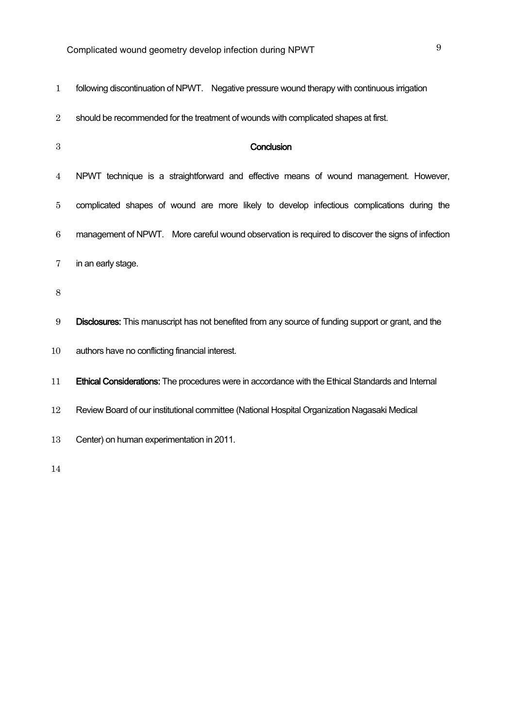following discontinuation of NPWT. Negative pressure wound therapy with continuous irrigation should be recommended for the treatment of wounds with complicated shapes at first.

## Conclusion

NPWT technique is a straightforward and effective means of wound management. However, complicated shapes of wound are more likely to develop infectious complications during the management of NPWT. More careful wound observation is required to discover the signs of infection in an early stage.

**Disclosures:** This manuscript has not benefited from any source of funding support or grant, and the authors have no conflicting financial interest.

**Ethical Considerations:** The procedures were in accordance with the Ethical Standards and Internal Review Board of our institutional committee (National Hospital Organization Nagasaki Medical Center) on human experimentation in 2011.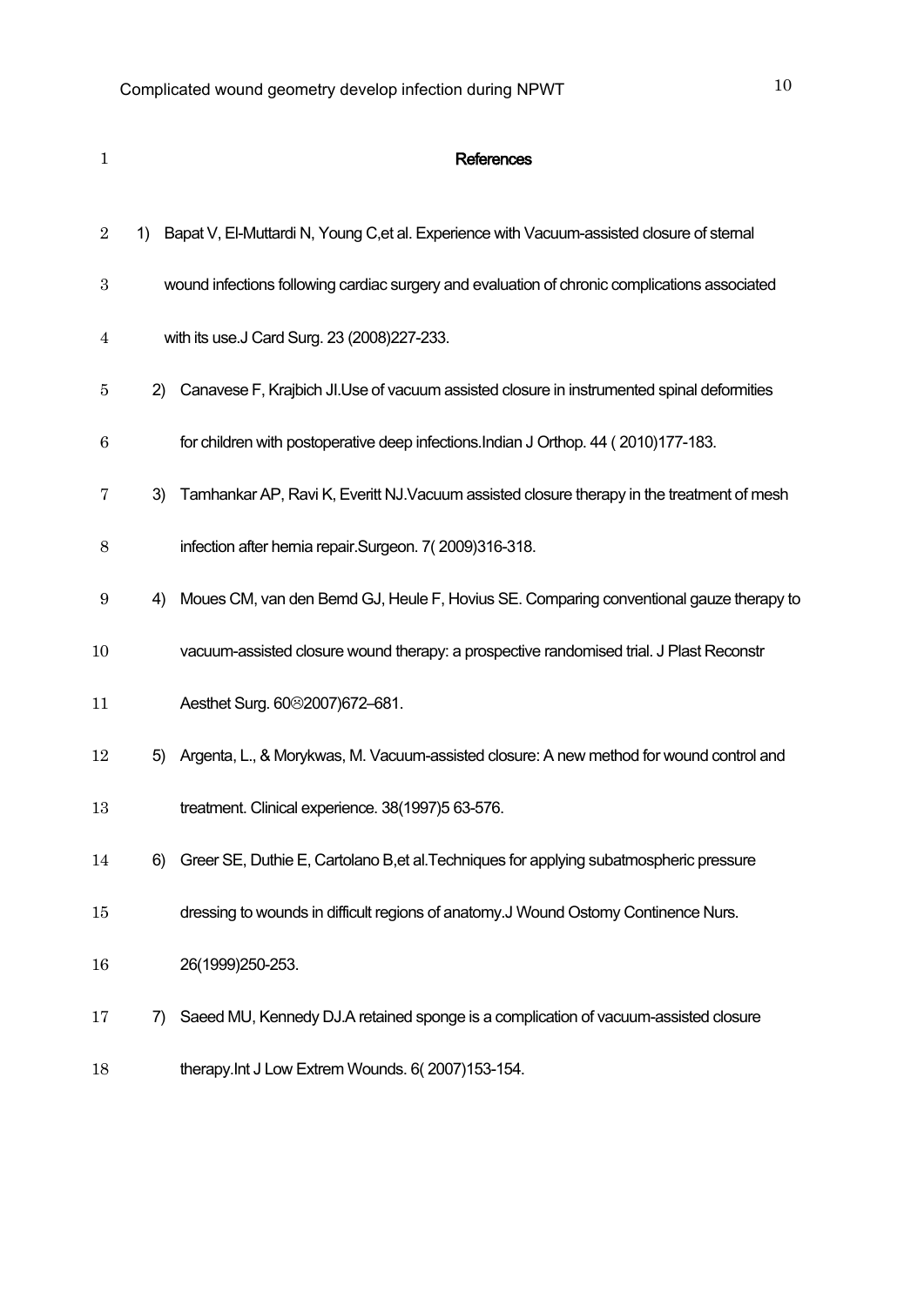## References

1) Bapat V, El-Muttardi N, Young C,et al. Experience with Vacuum-assisted closure of sternal wound infections following cardiac surgery and evaluation of chronic complications associated with its use.J Card Surg. 23 (2008)227-233.
2) Canavese F, Krajbich JI.Use of vacuum assisted closure in instrumented spinal deformities for children with postoperative deep infections.Indian J Orthop. 44 ( 2010)177-183.
3) Tamhankar AP, Ravi K, Everitt NJ.Vacuum assisted closure therapy in the treatment of mesh infection after hernia repair.Surgeon. 7( 2009)316-318.
4) Moues CM, van den Bemd GJ, Heule F, Hovius SE. Comparing conventional gauze therapy to vacuum-assisted closure wound therapy: a prospective randomised trial. J Plast Reconstr Aesthet Surg. 60☹2007)672–681.
5) Argenta, L., & Morykwas, M. Vacuum-assisted closure: A new method for wound control and treatment. Clinical experience. 38(1997)5 63-576.
6) Greer SE, Duthie E, Cartolano B,et al.Techniques for applying subatmospheric pressure dressing to wounds in difficult regions of anatomy.J Wound Ostomy Continence Nurs. 26(1999)250-253.
7) Saeed MU, Kennedy DJ.A retained sponge is a complication of vacuum-assisted closure therapy.Int J Low Extrem Wounds. 6( 2007)153-154.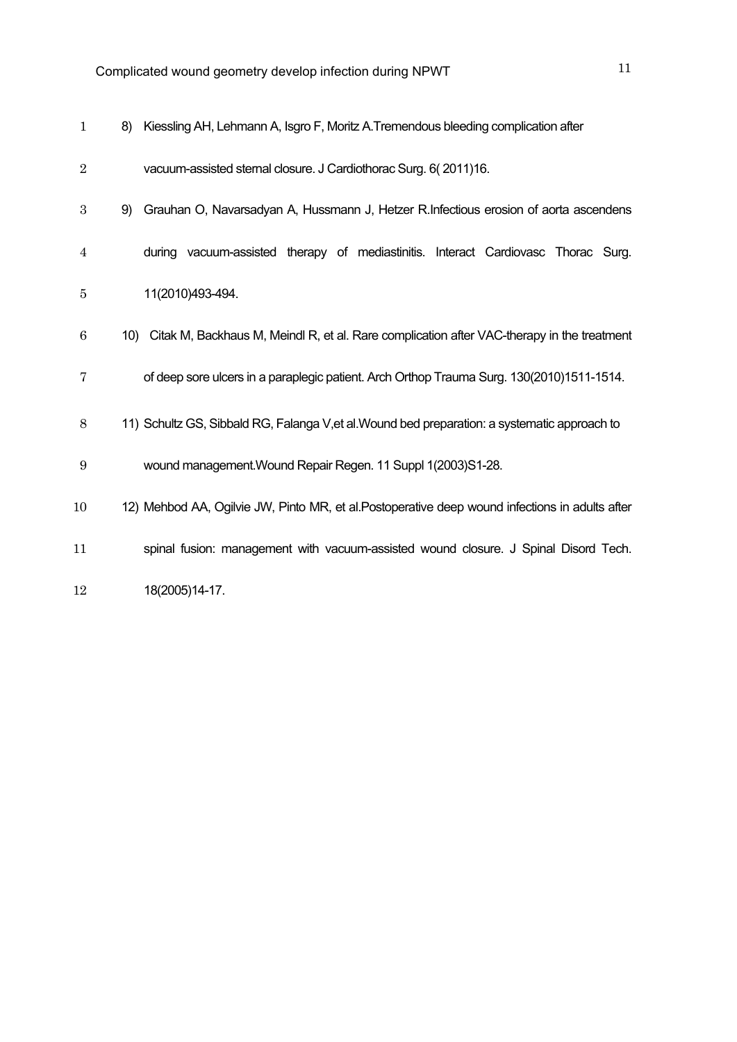8) Kiessling AH, Lehmann A, Isgro F, Moritz A.Tremendous bleeding complication after vacuum-assisted sternal closure. J Cardiothorac Surg. 6( 2011)16.

9) Grauhan O, Navarsadyan A, Hussmann J, Hetzer R.Infectious erosion of aorta ascendens during vacuum-assisted therapy of mediastinitis. Interact Cardiovasc Thorac Surg. 11(2010)493-494.

10) Citak M, Backhaus M, Meindl R, et al. Rare complication after VAC-therapy in the treatment of deep sore ulcers in a paraplegic patient. Arch Orthop Trauma Surg. 130(2010)1511-1514.

11) Schultz GS, Sibbald RG, Falanga V,et al.Wound bed preparation: a systematic approach to wound management.Wound Repair Regen. 11 Suppl 1(2003)S1-28.

12) Mehbod AA, Ogilvie JW, Pinto MR, et al.Postoperative deep wound infections in adults after spinal fusion: management with vacuum-assisted wound closure. J Spinal Disord Tech. 18(2005)14-17.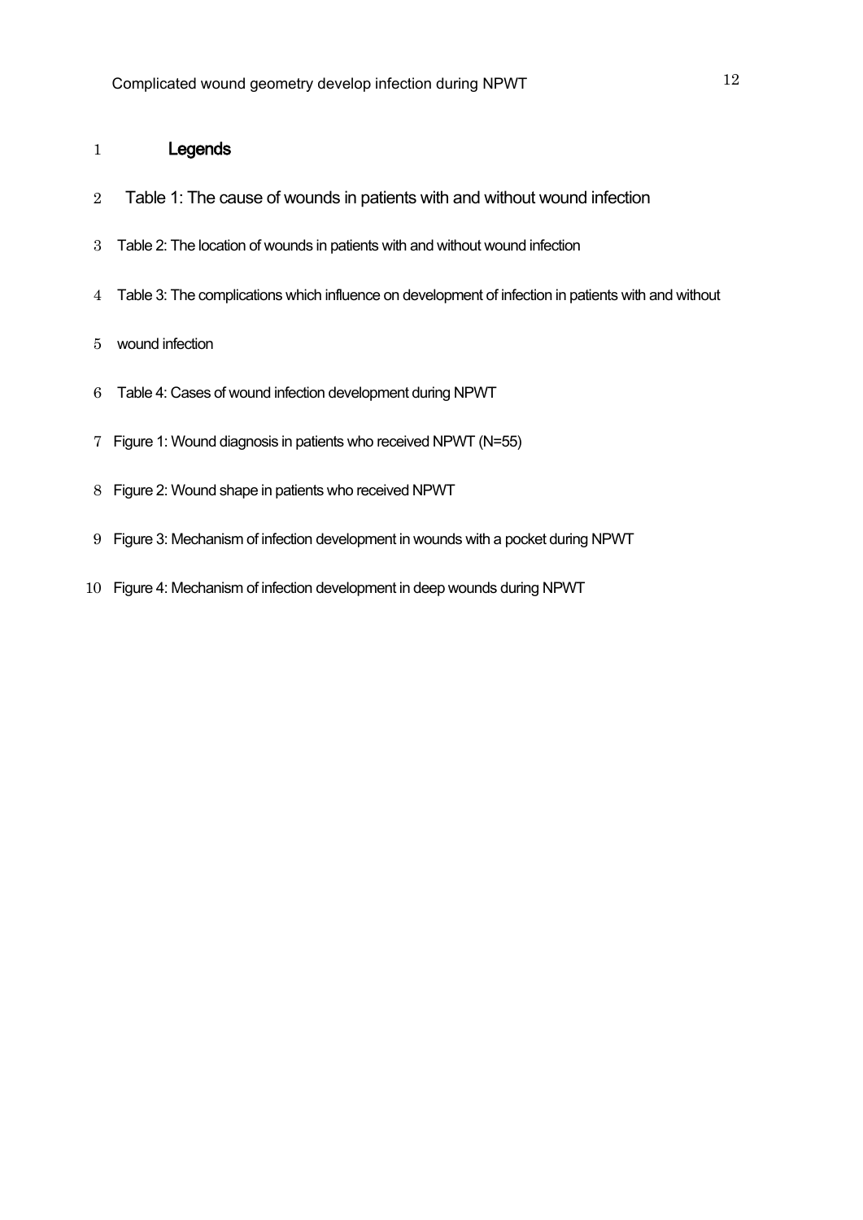## Legends

Table 1: The cause of wounds in patients with and without wound infection

Table 2: The location of wounds in patients with and without wound infection

Table 3: The complications which influence on development of infection in patients with and without wound infection

Table 4: Cases of wound infection development during NPWT

Figure 1: Wound diagnosis in patients who received NPWT (N=55)

Figure 2: Wound shape in patients who received NPWT

Figure 3: Mechanism of infection development in wounds with a pocket during NPWT

Figure 4: Mechanism of infection development in deep wounds during NPWT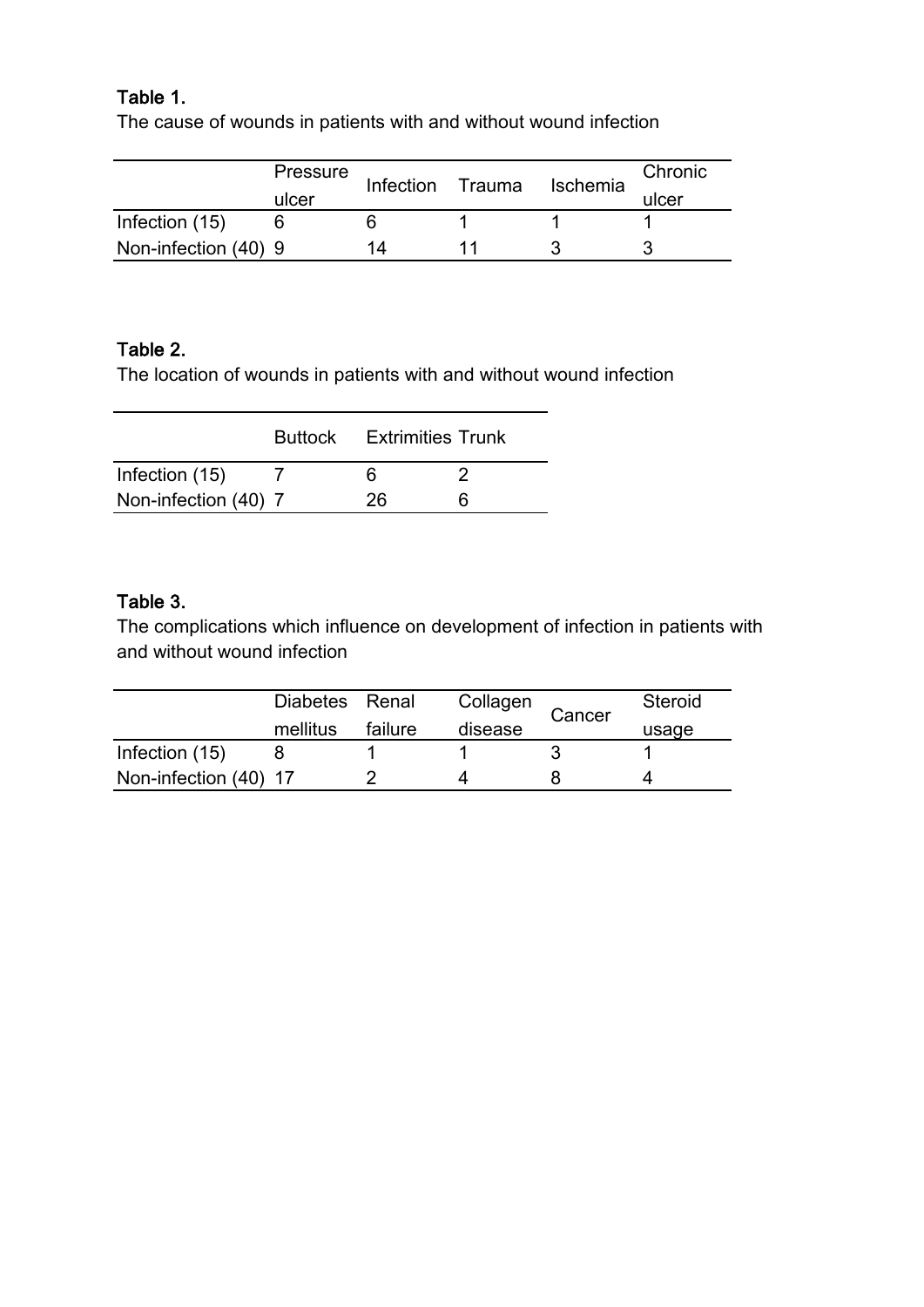**Table 1.**

The cause of wounds in patients with and without wound infection

| | Pressure ulcer | Infection | Trauma | Ischemia | Chronic ulcer |
|---|---|---|---|---|---|
| Infection (15) | 6 | 6 | 1 | 1 | 1 |
| Non-infection (40) | 9 | 14 | 11 | 3 | 3 |

**Table 2.**

The location of wounds in patients with and without wound infection

| | Buttock | Extrimities | Trunk |
|---|---|---|---|
| Infection (15) | 7 | 6 | 2 |
| Non-infection (40) | 7 | 26 | 6 |

**Table 3.**

The complications which influence on development of infection in patients with and without wound infection

| | Diabetes mellitus | Renal failure | Collagen disease | Cancer | Steroid usage |
|---|---|---|---|---|---|
| Infection (15) | 8 | 1 | 1 | 3 | 1 |
| Non-infection (40) | 17 | 2 | 4 | 8 | 4 |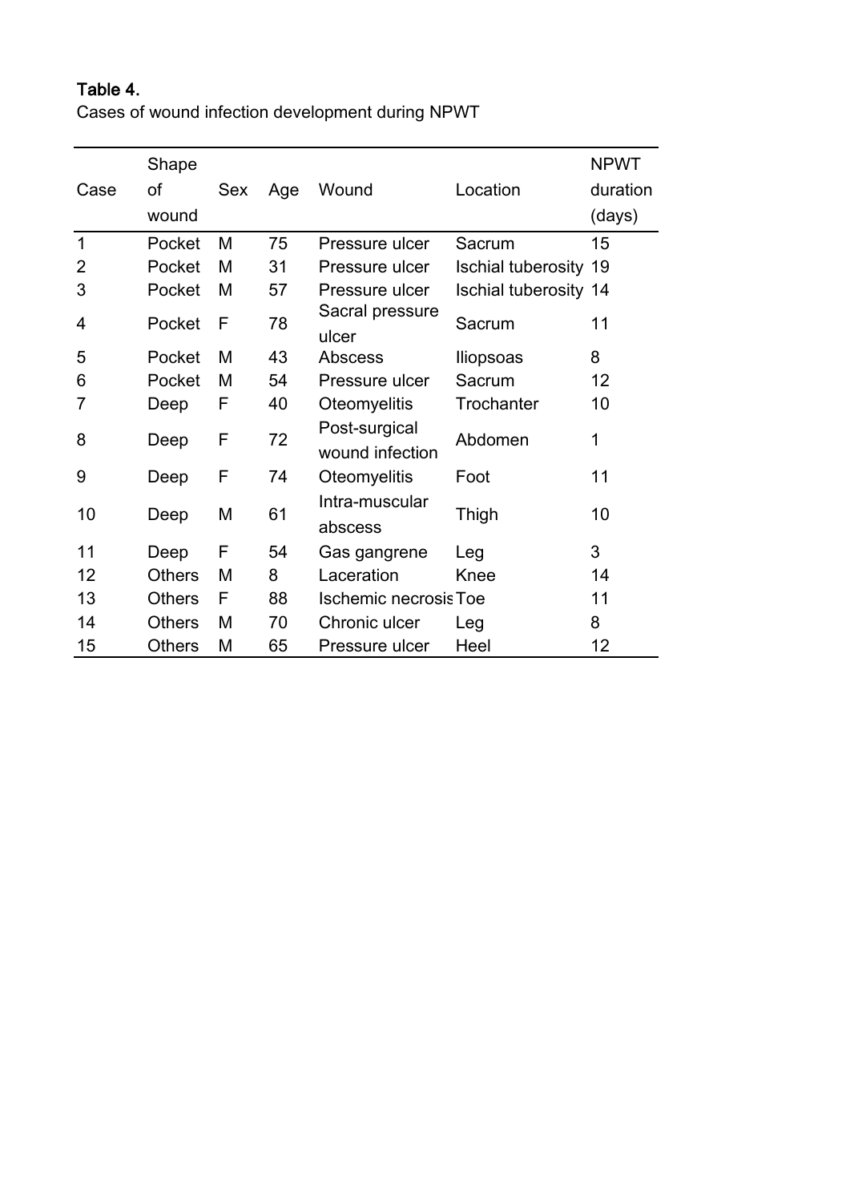**Table 4.**

Cases of wound infection development during NPWT

| Case | Shape of wound | Sex | Age | Wound | Location | NPWT duration (days) |
|---|---|---|---|---|---|---|
| 1 | Pocket | M | 75 | Pressure ulcer | Sacrum | 15 |
| 2 | Pocket | M | 31 | Pressure ulcer | Ischial tuberosity | 19 |
| 3 | Pocket | M | 57 | Pressure ulcer | Ischial tuberosity | 14 |
| 4 | Pocket | F | 78 | Sacral pressure ulcer | Sacrum | 11 |
| 5 | Pocket | M | 43 | Abscess | Iliopsoas | 8 |
| 6 | Pocket | M | 54 | Pressure ulcer | Sacrum | 12 |
| 7 | Deep | F | 40 | Oteomyelitis | Trochanter | 10 |
| 8 | Deep | F | 72 | Post-surgical wound infection | Abdomen | 1 |
| 9 | Deep | F | 74 | Oteomyelitis | Foot | 11 |
| 10 | Deep | M | 61 | Intra-muscular abscess | Thigh | 10 |
| 11 | Deep | F | 54 | Gas gangrene | Leg | 3 |
| 12 | Others | M | 8 | Laceration | Knee | 14 |
| 13 | Others | F | 88 | Ischemic necrosis | Toe | 11 |
| 14 | Others | M | 70 | Chronic ulcer | Leg | 8 |
| 15 | Others | M | 65 | Pressure ulcer | Heel | 12 |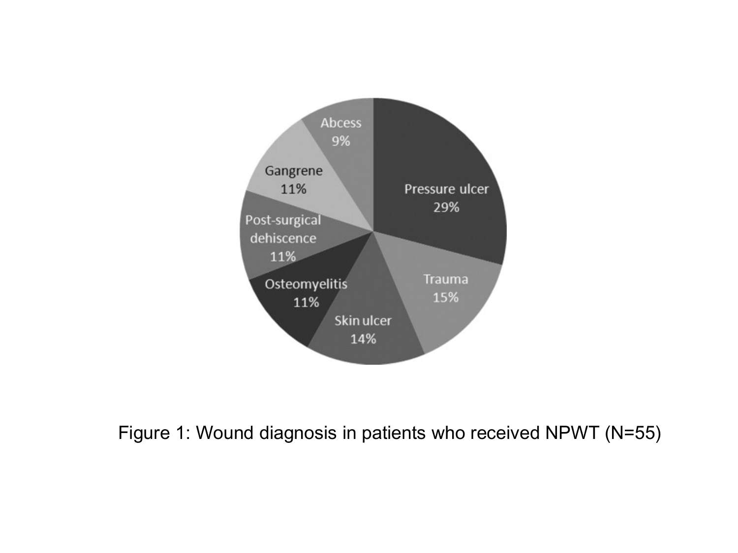Abcess 9%

Gangrene 11%

Pressure ulcer 29%

Post-surgical dehiscence 11%

Osteomyelitis 11%

Trauma 15%

Skin ulcer 14%

Figure 1: Wound diagnosis in patients who received NPWT (N=55)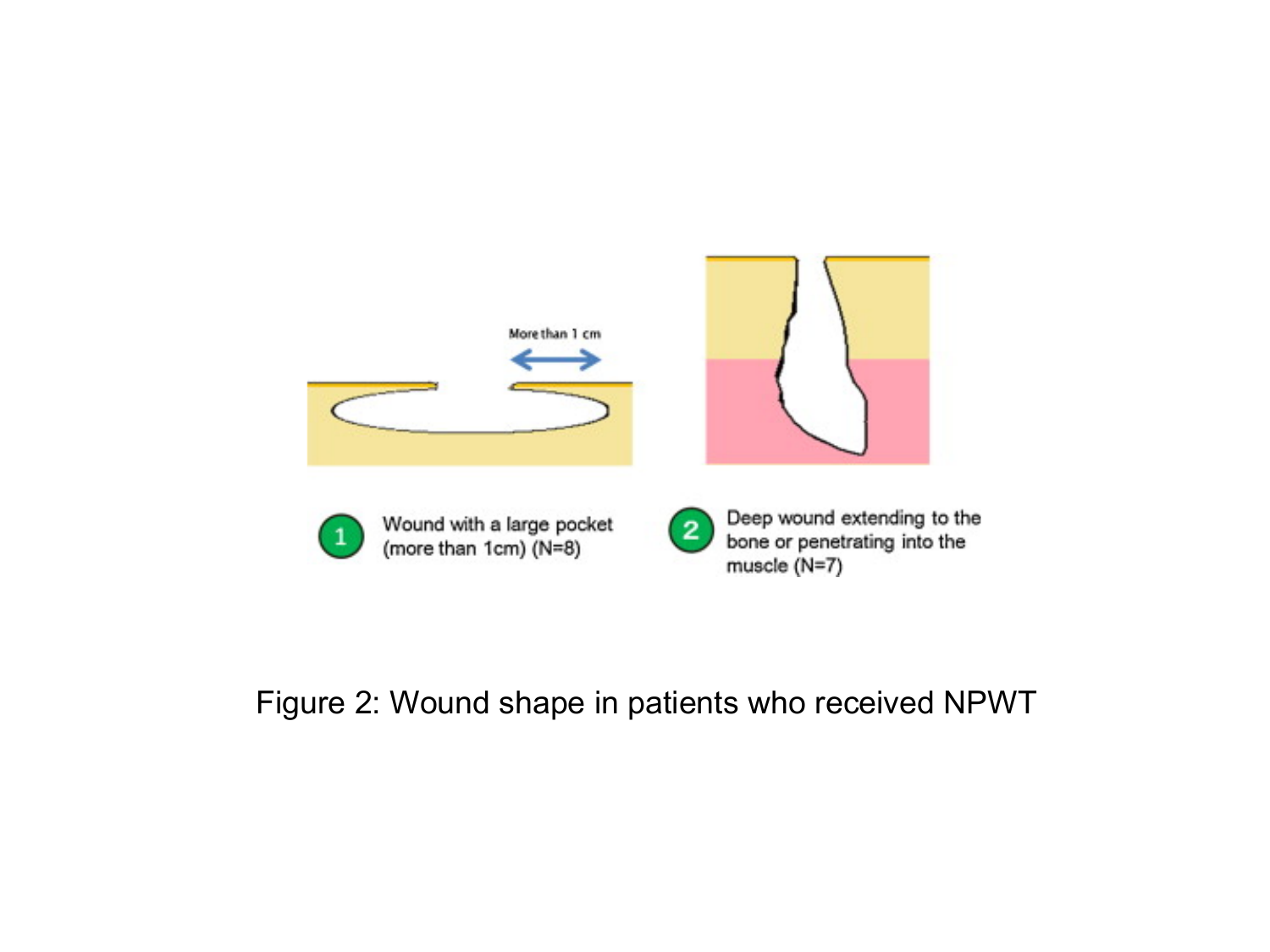More than 1 cm

1 Wound with a large pocket (more than 1cm) (N=8)

2 Deep wound extending to the bone or penetrating into the muscle (N=7)

Figure 2: Wound shape in patients who received NPWT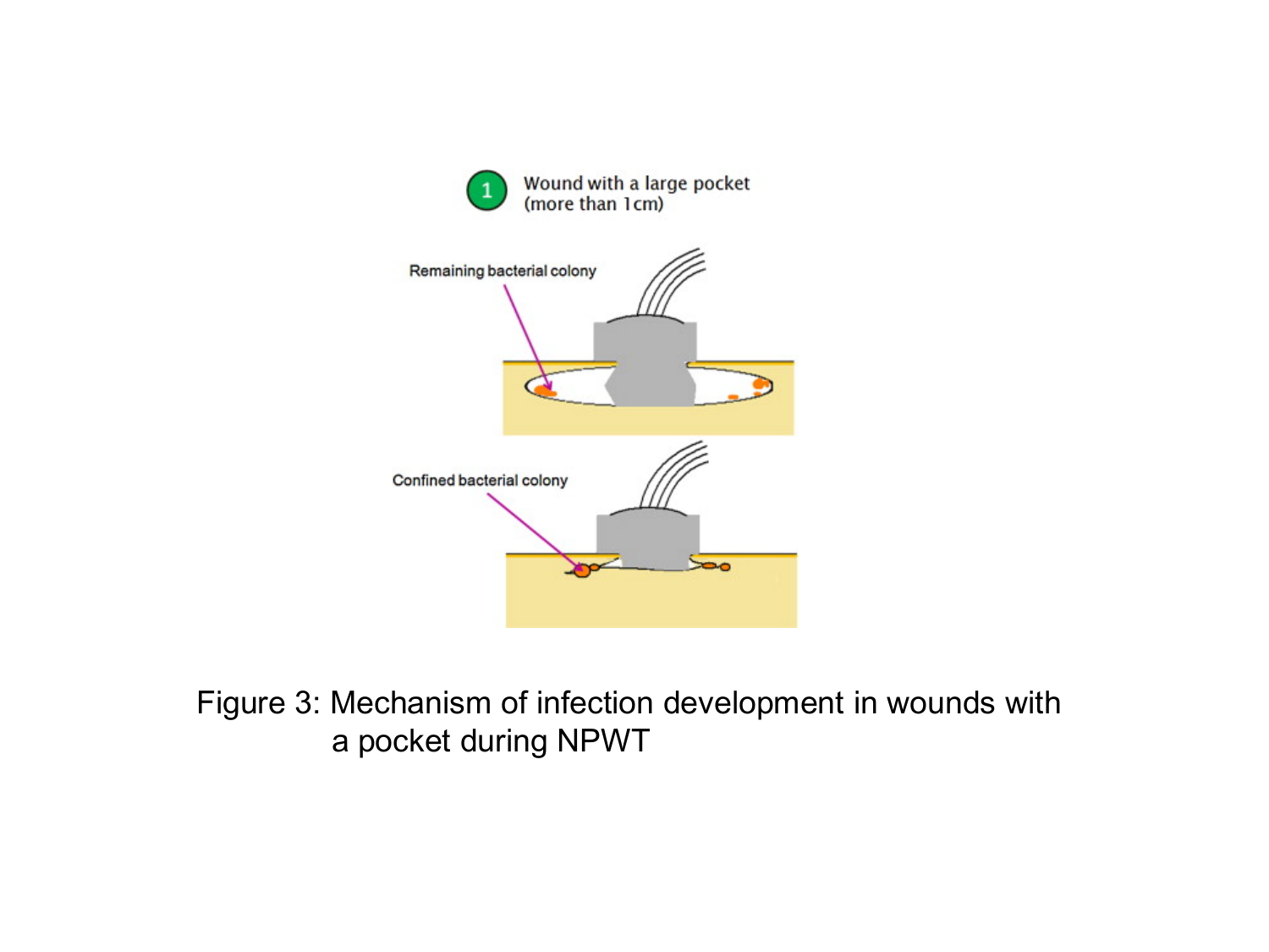1 Wound with a large pocket (more than 1cm)

Remaining bacterial colony

Confined bacterial colony

Figure 3: Mechanism of infection development in wounds with a pocket during NPWT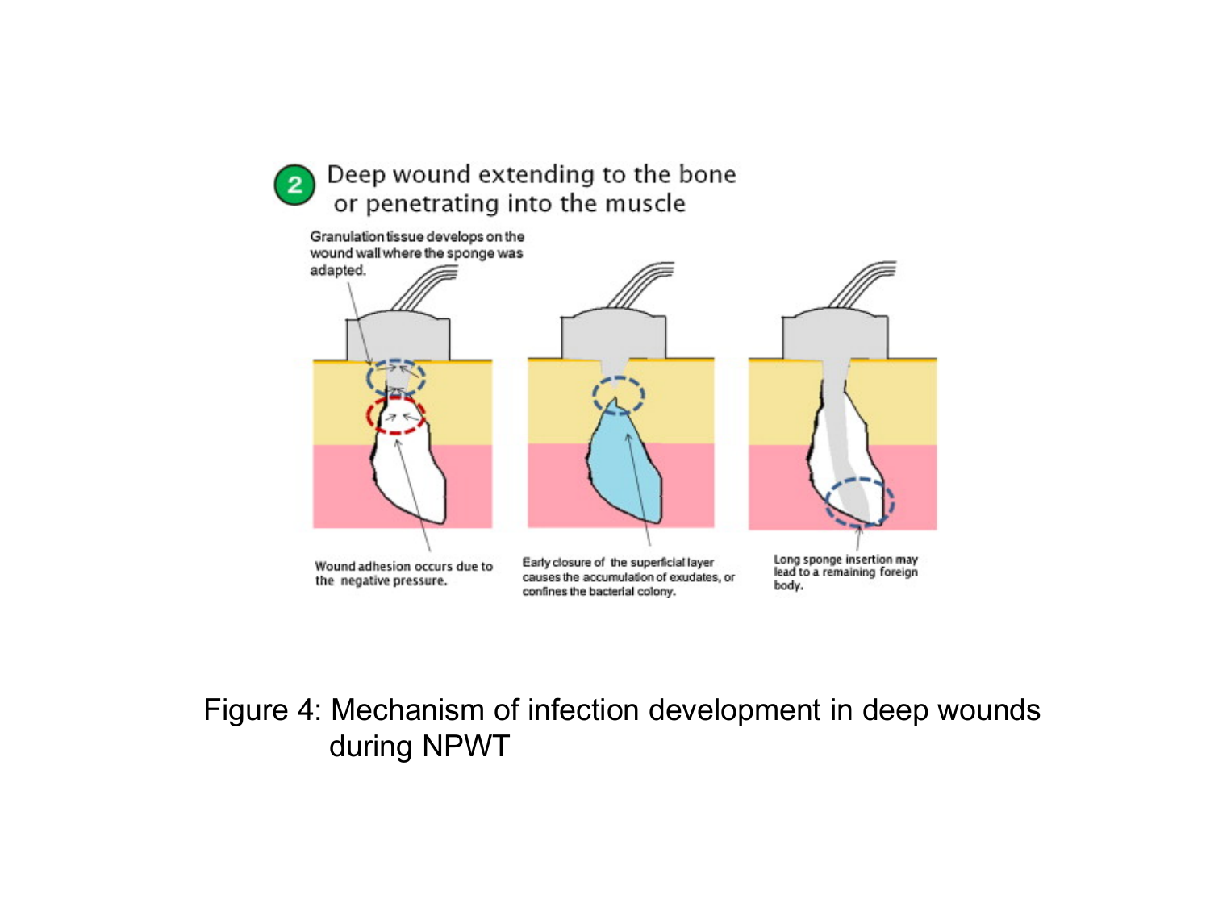2 Deep wound extending to the bone or penetrating into the muscle

Granulation tissue develops on the wound wall where the sponge was adapted.

Wound adhesion occurs due to the negative pressure.

Early closure of the superficial layer causes the accumulation of exudates, or confines the bacterial colony.

Long sponge insertion may lead to a remaining foreign body.

Figure 4: Mechanism of infection development in deep wounds during NPWT